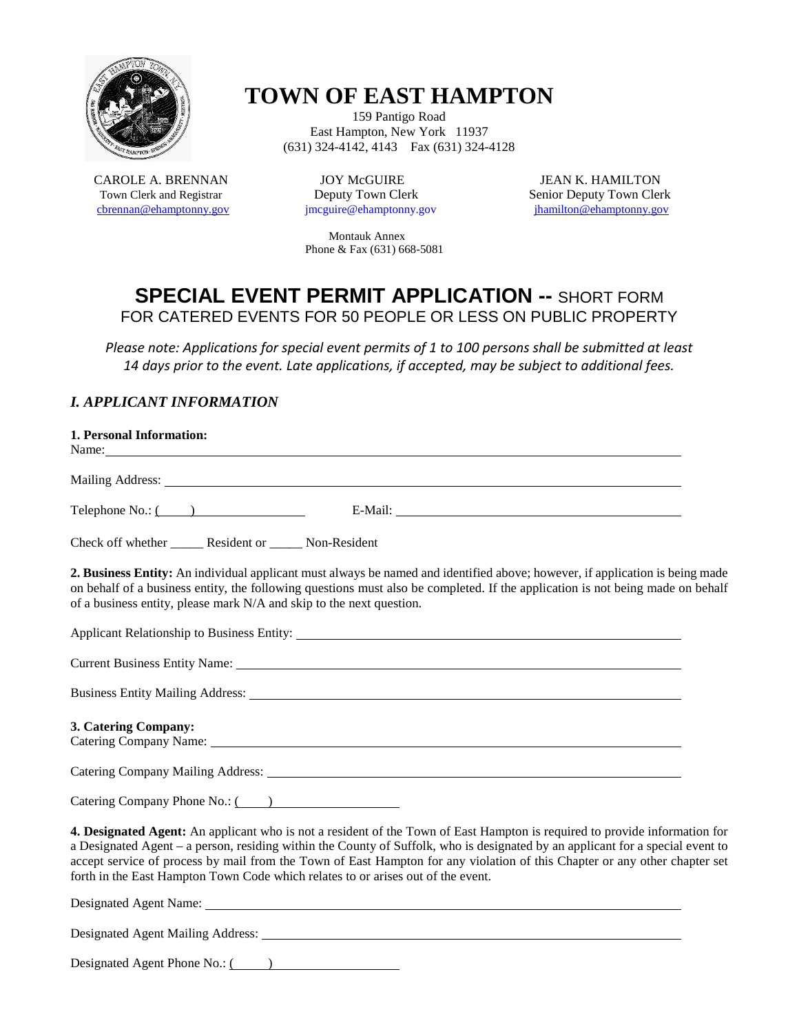# TOWN OF EAST HAMPTON

159 Pantigo Road
East Hampton, New York 11937
(631) 324-4142, 4143 Fax (631) 324-4128

CAROLE A. BRENNAN
Town Clerk and Registrar
cbrennan@ehamptonny.gov

JOY McGUIRE
Deputy Town Clerk
jmcguire@ehamptonny.gov

JEAN K. HAMILTON
Senior Deputy Town Clerk
jhamilton@ehamptonny.gov

Montauk Annex
Phone & Fax (631) 668-5081

## SPECIAL EVENT PERMIT APPLICATION -- SHORT FORM

FOR CATERED EVENTS FOR 50 PEOPLE OR LESS ON PUBLIC PROPERTY

*Please note: Applications for special event permits of 1 to 100 persons shall be submitted at least 14 days prior to the event. Late applications, if accepted, may be subject to additional fees.*

### *I. APPLICANT INFORMATION*

**1. Personal Information:**

Name: ______________________________________________

Mailing Address: ______________________________________________

Telephone No.: (____) ______________ E-Mail: ______________________________

Check off whether _____ Resident or _____ Non-Resident

**2. Business Entity:** An individual applicant must always be named and identified above; however, if application is being made on behalf of a business entity, the following questions must also be completed. If the application is not being made on behalf of a business entity, please mark N/A and skip to the next question.

Applicant Relationship to Business Entity: ______________________________

Current Business Entity Name: ______________________________

Business Entity Mailing Address: ______________________________

**3. Catering Company:**

Catering Company Name: ______________________________

Catering Company Mailing Address: ______________________________

Catering Company Phone No.: (____) ______________

**4. Designated Agent:** An applicant who is not a resident of the Town of East Hampton is required to provide information for a Designated Agent – a person, residing within the County of Suffolk, who is designated by an applicant for a special event to accept service of process by mail from the Town of East Hampton for any violation of this Chapter or any other chapter set forth in the East Hampton Town Code which relates to or arises out of the event.

Designated Agent Name: ______________________________

Designated Agent Mailing Address: ______________________________

Designated Agent Phone No.: (____) ______________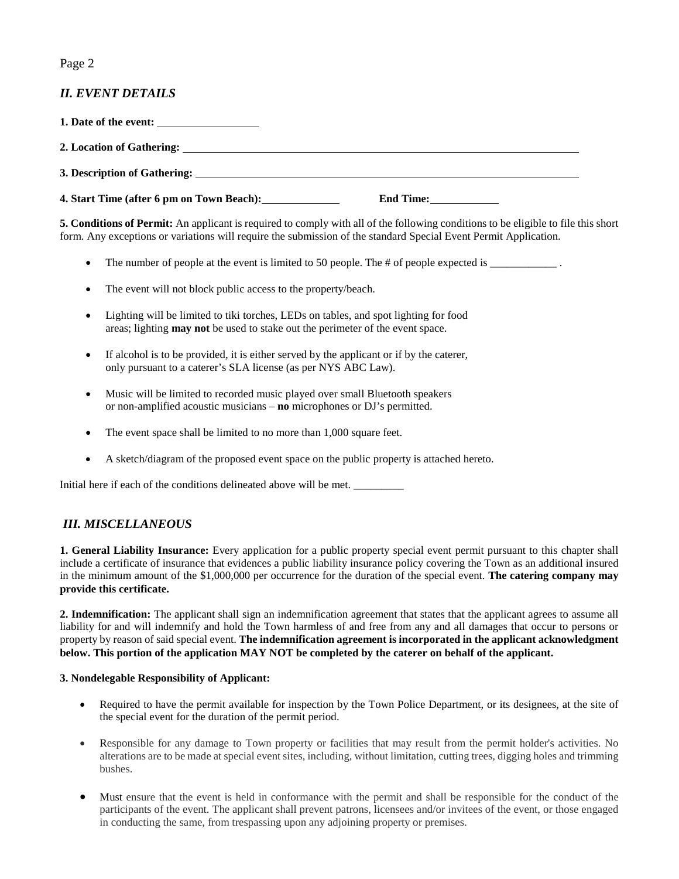## *II. EVENT DETAILS*

**1. Date of the event:** \_\_\_\_\_\_\_\_\_\_\_\_\_\_\_\_\_\_

**2. Location of Gathering:** \_\_\_\_\_\_\_\_\_\_\_\_\_\_\_\_\_\_\_\_\_\_\_\_\_\_\_\_\_\_\_\_\_\_\_\_\_\_\_\_\_\_\_\_\_\_\_\_\_\_\_\_\_\_\_\_\_\_\_\_

**3. Description of Gathering:** \_\_\_\_\_\_\_\_\_\_\_\_\_\_\_\_\_\_\_\_\_\_\_\_\_\_\_\_\_\_\_\_\_\_\_\_\_\_\_\_\_\_\_\_\_\_\_\_\_\_\_\_\_\_\_\_\_\_

**4. Start Time (after 6 pm on Town Beach):** \_\_\_\_\_\_\_\_\_\_\_\_\_\_ **End Time:** \_\_\_\_\_\_\_\_\_\_\_\_\_

**5. Conditions of Permit:** An applicant is required to comply with all of the following conditions to be eligible to file this short form. Any exceptions or variations will require the submission of the standard Special Event Permit Application.

- The number of people at the event is limited to 50 people. The # of people expected is \_\_\_\_\_\_\_\_\_\_\_\_ .
- The event will not block public access to the property/beach.
- Lighting will be limited to tiki torches, LEDs on tables, and spot lighting for food areas; lighting **may not** be used to stake out the perimeter of the event space.
- If alcohol is to be provided, it is either served by the applicant or if by the caterer, only pursuant to a caterer's SLA license (as per NYS ABC Law).
- Music will be limited to recorded music played over small Bluetooth speakers or non-amplified acoustic musicians – **no** microphones or DJ's permitted.
- The event space shall be limited to no more than 1,000 square feet.
- A sketch/diagram of the proposed event space on the public property is attached hereto.

Initial here if each of the conditions delineated above will be met. \_\_\_\_\_\_\_\_\_

## *III. MISCELLANEOUS*

**1. General Liability Insurance:** Every application for a public property special event permit pursuant to this chapter shall include a certificate of insurance that evidences a public liability insurance policy covering the Town as an additional insured in the minimum amount of the $1,000,000 per occurrence for the duration of the special event. **The catering company may provide this certificate.**

**2. Indemnification:** The applicant shall sign an indemnification agreement that states that the applicant agrees to assume all liability for and will indemnify and hold the Town harmless of and free from any and all damages that occur to persons or property by reason of said special event. **The indemnification agreement is incorporated in the applicant acknowledgment below. This portion of the application MAY NOT be completed by the caterer on behalf of the applicant.**

**3. Nondelegable Responsibility of Applicant:**

- Required to have the permit available for inspection by the Town Police Department, or its designees, at the site of the special event for the duration of the permit period.
- Responsible for any damage to Town property or facilities that may result from the permit holder's activities. No alterations are to be made at special event sites, including, without limitation, cutting trees, digging holes and trimming bushes.
- Must ensure that the event is held in conformance with the permit and shall be responsible for the conduct of the participants of the event. The applicant shall prevent patrons, licensees and/or invitees of the event, or those engaged in conducting the same, from trespassing upon any adjoining property or premises.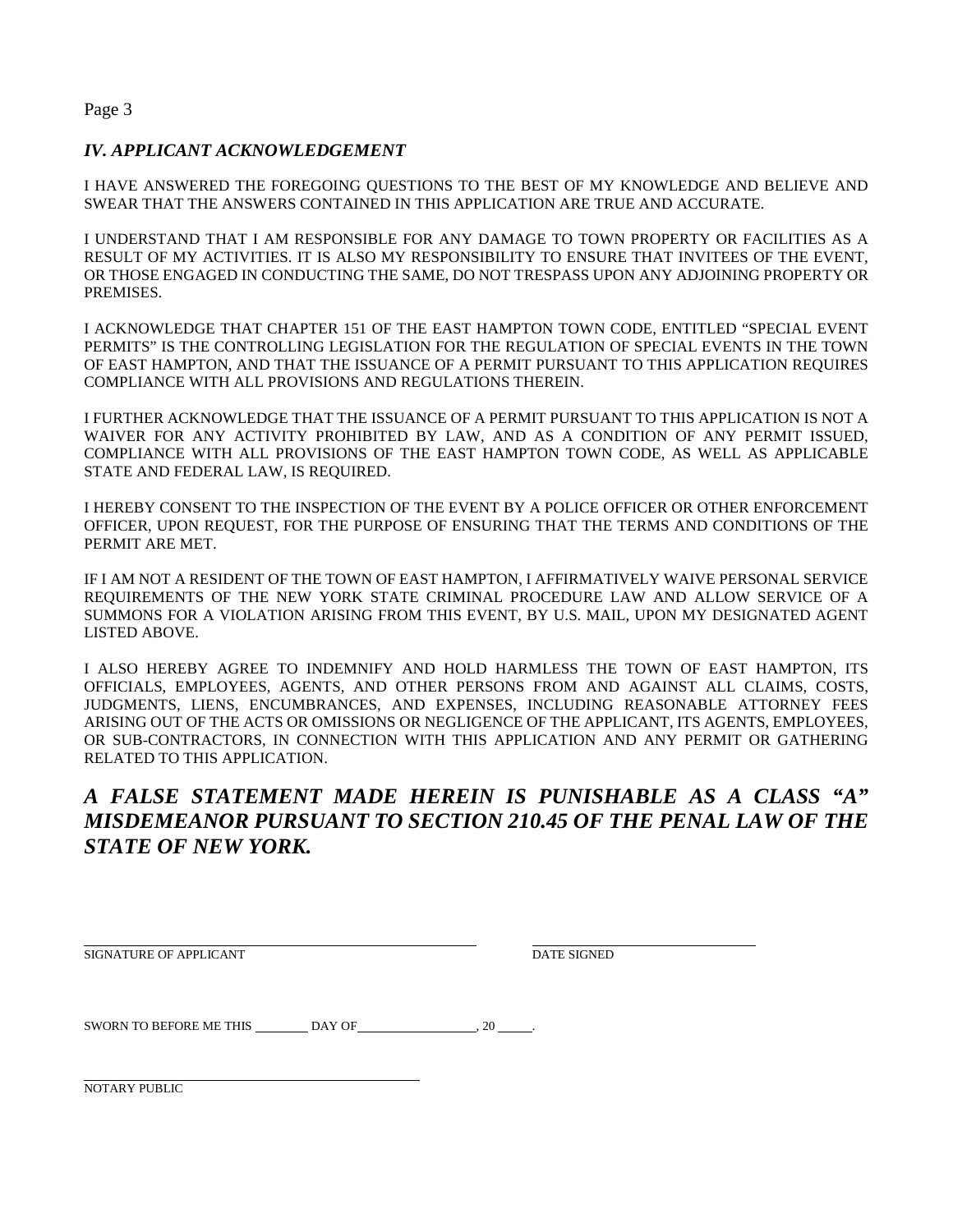## *IV. APPLICANT ACKNOWLEDGEMENT*

I HAVE ANSWERED THE FOREGOING QUESTIONS TO THE BEST OF MY KNOWLEDGE AND BELIEVE AND SWEAR THAT THE ANSWERS CONTAINED IN THIS APPLICATION ARE TRUE AND ACCURATE.

I UNDERSTAND THAT I AM RESPONSIBLE FOR ANY DAMAGE TO TOWN PROPERTY OR FACILITIES AS A RESULT OF MY ACTIVITIES. IT IS ALSO MY RESPONSIBILITY TO ENSURE THAT INVITEES OF THE EVENT, OR THOSE ENGAGED IN CONDUCTING THE SAME, DO NOT TRESPASS UPON ANY ADJOINING PROPERTY OR PREMISES.

I ACKNOWLEDGE THAT CHAPTER 151 OF THE EAST HAMPTON TOWN CODE, ENTITLED "SPECIAL EVENT PERMITS" IS THE CONTROLLING LEGISLATION FOR THE REGULATION OF SPECIAL EVENTS IN THE TOWN OF EAST HAMPTON, AND THAT THE ISSUANCE OF A PERMIT PURSUANT TO THIS APPLICATION REQUIRES COMPLIANCE WITH ALL PROVISIONS AND REGULATIONS THEREIN.

I FURTHER ACKNOWLEDGE THAT THE ISSUANCE OF A PERMIT PURSUANT TO THIS APPLICATION IS NOT A WAIVER FOR ANY ACTIVITY PROHIBITED BY LAW, AND AS A CONDITION OF ANY PERMIT ISSUED, COMPLIANCE WITH ALL PROVISIONS OF THE EAST HAMPTON TOWN CODE, AS WELL AS APPLICABLE STATE AND FEDERAL LAW, IS REQUIRED.

I HEREBY CONSENT TO THE INSPECTION OF THE EVENT BY A POLICE OFFICER OR OTHER ENFORCEMENT OFFICER, UPON REQUEST, FOR THE PURPOSE OF ENSURING THAT THE TERMS AND CONDITIONS OF THE PERMIT ARE MET.

IF I AM NOT A RESIDENT OF THE TOWN OF EAST HAMPTON, I AFFIRMATIVELY WAIVE PERSONAL SERVICE REQUIREMENTS OF THE NEW YORK STATE CRIMINAL PROCEDURE LAW AND ALLOW SERVICE OF A SUMMONS FOR A VIOLATION ARISING FROM THIS EVENT, BY U.S. MAIL, UPON MY DESIGNATED AGENT LISTED ABOVE.

I ALSO HEREBY AGREE TO INDEMNIFY AND HOLD HARMLESS THE TOWN OF EAST HAMPTON, ITS OFFICIALS, EMPLOYEES, AGENTS, AND OTHER PERSONS FROM AND AGAINST ALL CLAIMS, COSTS, JUDGMENTS, LIENS, ENCUMBRANCES, AND EXPENSES, INCLUDING REASONABLE ATTORNEY FEES ARISING OUT OF THE ACTS OR OMISSIONS OR NEGLIGENCE OF THE APPLICANT, ITS AGENTS, EMPLOYEES, OR SUB-CONTRACTORS, IN CONNECTION WITH THIS APPLICATION AND ANY PERMIT OR GATHERING RELATED TO THIS APPLICATION.

***A FALSE STATEMENT MADE HEREIN IS PUNISHABLE AS A CLASS "A" MISDEMEANOR PURSUANT TO SECTION 210.45 OF THE PENAL LAW OF THE STATE OF NEW YORK.***

______________________________ SIGNATURE OF APPLICANT

______________________________ DATE SIGNED

SWORN TO BEFORE ME THIS ________ DAY OF ________________, 20 _____.

______________________________ NOTARY PUBLIC